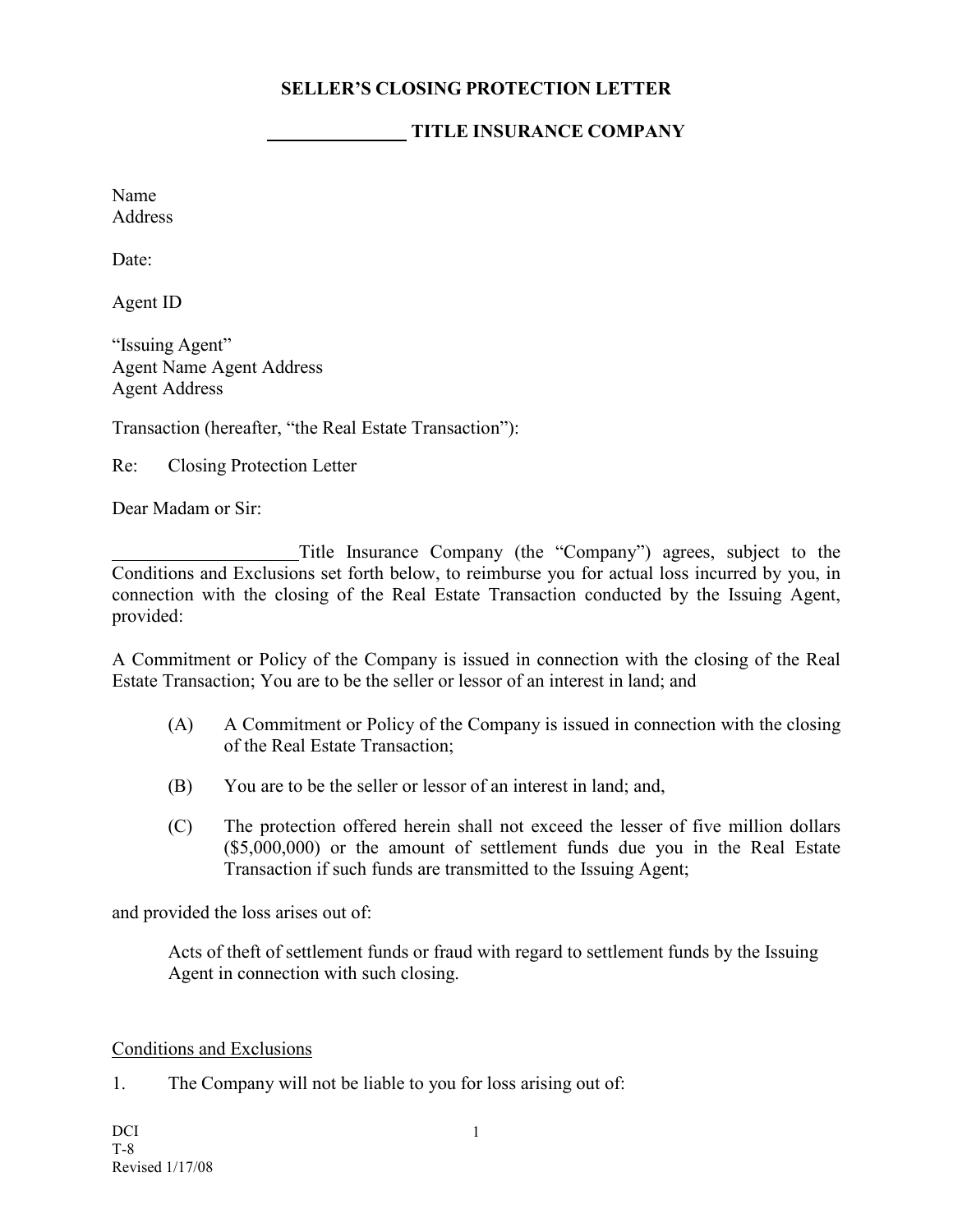# SELLER'S CLOSING PROTECTION LETTER

## _______________ TITLE INSURANCE COMPANY

Name
Address

Date:

Agent ID

"Issuing Agent"
Agent Name Agent Address
Agent Address

Transaction (hereafter, "the Real Estate Transaction"):

Re: Closing Protection Letter

Dear Madam or Sir:

____________________Title Insurance Company (the "Company") agrees, subject to the Conditions and Exclusions set forth below, to reimburse you for actual loss incurred by you, in connection with the closing of the Real Estate Transaction conducted by the Issuing Agent, provided:

A Commitment or Policy of the Company is issued in connection with the closing of the Real Estate Transaction; You are to be the seller or lessor of an interest in land; and

(A) A Commitment or Policy of the Company is issued in connection with the closing of the Real Estate Transaction;

(B) You are to be the seller or lessor of an interest in land; and,

(C) The protection offered herein shall not exceed the lesser of five million dollars ($5,000,000) or the amount of settlement funds due you in the Real Estate Transaction if such funds are transmitted to the Issuing Agent;

and provided the loss arises out of:

> Acts of theft of settlement funds or fraud with regard to settlement funds by the Issuing Agent in connection with such closing.

<u>Conditions and Exclusions</u>

1. The Company will not be liable to you for loss arising out of:

DCI
T-8
Revised 1/17/08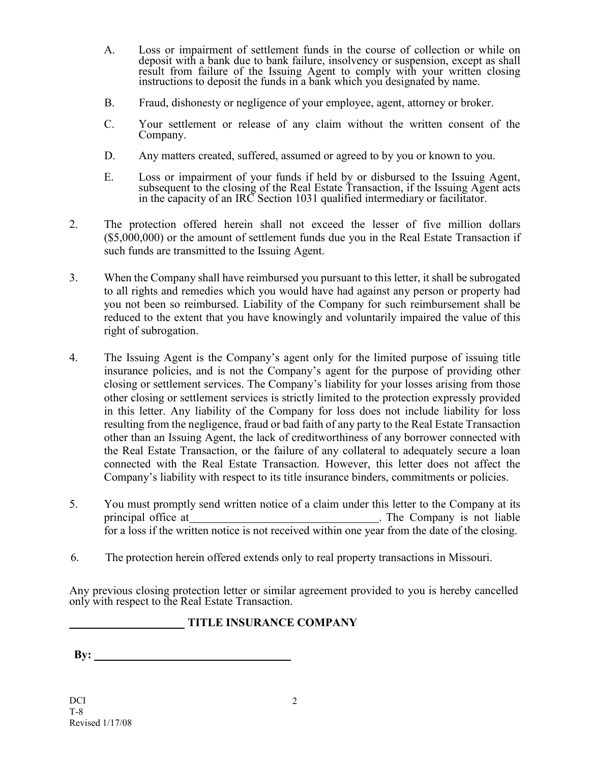A. Loss or impairment of settlement funds in the course of collection or while on deposit with a bank due to bank failure, insolvency or suspension, except as shall result from failure of the Issuing Agent to comply with your written closing instructions to deposit the funds in a bank which you designated by name.

B. Fraud, dishonesty or negligence of your employee, agent, attorney or broker.

C. Your settlement or release of any claim without the written consent of the Company.

D. Any matters created, suffered, assumed or agreed to by you or known to you.

E. Loss or impairment of your funds if held by or disbursed to the Issuing Agent, subsequent to the closing of the Real Estate Transaction, if the Issuing Agent acts in the capacity of an IRC Section 1031 qualified intermediary or facilitator.

2. The protection offered herein shall not exceed the lesser of five million dollars ($5,000,000) or the amount of settlement funds due you in the Real Estate Transaction if such funds are transmitted to the Issuing Agent.

3. When the Company shall have reimbursed you pursuant to this letter, it shall be subrogated to all rights and remedies which you would have had against any person or property had you not been so reimbursed. Liability of the Company for such reimbursement shall be reduced to the extent that you have knowingly and voluntarily impaired the value of this right of subrogation.

4. The Issuing Agent is the Company's agent only for the limited purpose of issuing title insurance policies, and is not the Company's agent for the purpose of providing other closing or settlement services. The Company's liability for your losses arising from those other closing or settlement services is strictly limited to the protection expressly provided in this letter. Any liability of the Company for loss does not include liability for loss resulting from the negligence, fraud or bad faith of any party to the Real Estate Transaction other than an Issuing Agent, the lack of creditworthiness of any borrower connected with the Real Estate Transaction, or the failure of any collateral to adequately secure a loan connected with the Real Estate Transaction. However, this letter does not affect the Company's liability with respect to its title insurance binders, commitments or policies.

5. You must promptly send written notice of a claim under this letter to the Company at its principal office at \_\_\_\_\_\_\_\_\_\_\_\_\_\_\_\_\_\_\_\_\_\_\_\_\_\_\_\_\_\_\_\_\_\_. The Company is not liable for a loss if the written notice is not received within one year from the date of the closing.

6. The protection herein offered extends only to real property transactions in Missouri.

Any previous closing protection letter or similar agreement provided to you is hereby cancelled only with respect to the Real Estate Transaction.

**\_\_\_\_\_\_\_\_\_\_\_\_\_\_\_\_\_\_\_\_ TITLE INSURANCE COMPANY**

**By:** \_\_\_\_\_\_\_\_\_\_\_\_\_\_\_\_\_\_\_\_\_\_\_\_\_\_\_\_\_\_\_\_\_\_\_\_

DCI
T-8
Revised 1/17/08